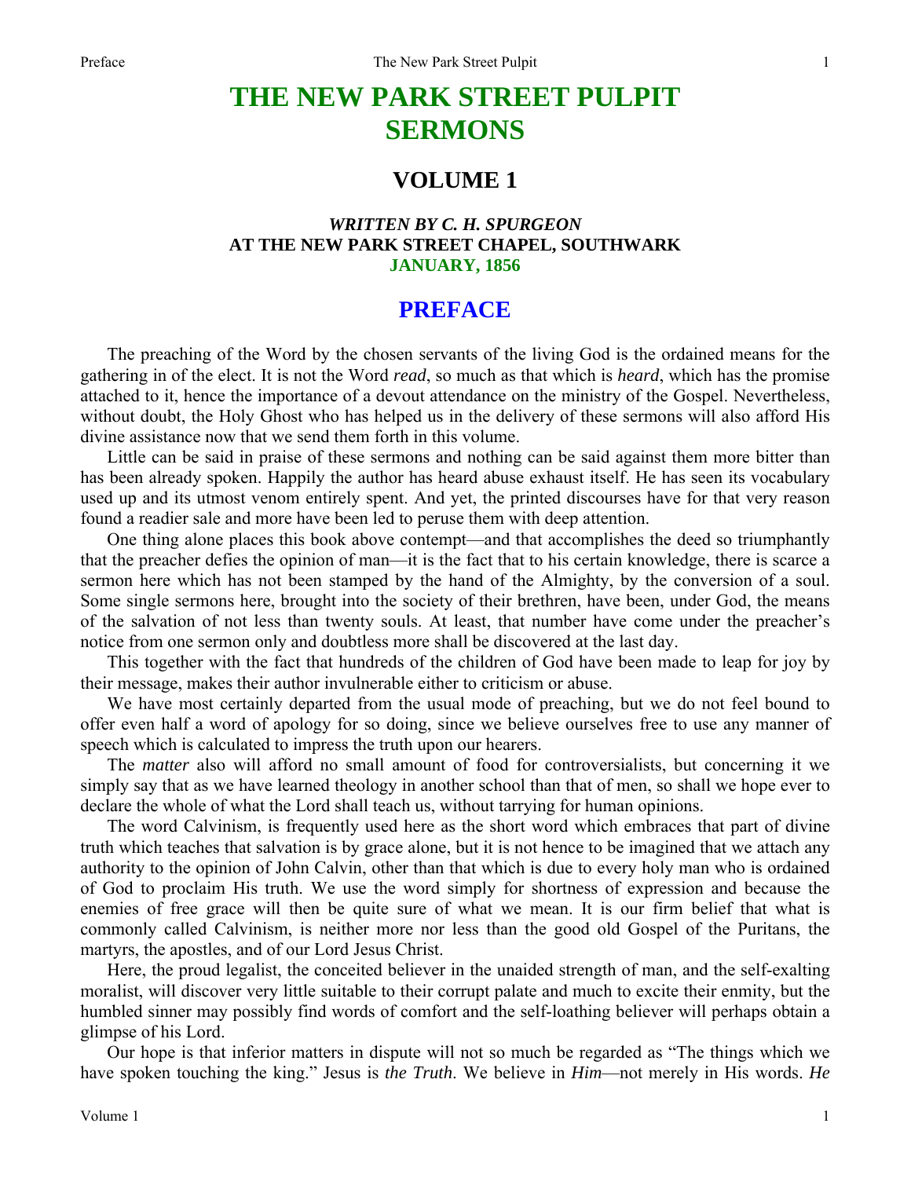# THE NEW PARK STREET PULPIT SERMONS

## VOLUME 1

### *WRITTEN BY C. H. SPURGEON*
### AT THE NEW PARK STREET CHAPEL, SOUTHWARK
### JANUARY, 1856

## PREFACE

The preaching of the Word by the chosen servants of the living God is the ordained means for the gathering in of the elect. It is not the Word *read*, so much as that which is *heard*, which has the promise attached to it, hence the importance of a devout attendance on the ministry of the Gospel. Nevertheless, without doubt, the Holy Ghost who has helped us in the delivery of these sermons will also afford His divine assistance now that we send them forth in this volume.

Little can be said in praise of these sermons and nothing can be said against them more bitter than has been already spoken. Happily the author has heard abuse exhaust itself. He has seen its vocabulary used up and its utmost venom entirely spent. And yet, the printed discourses have for that very reason found a readier sale and more have been led to peruse them with deep attention.

One thing alone places this book above contempt—and that accomplishes the deed so triumphantly that the preacher defies the opinion of man—it is the fact that to his certain knowledge, there is scarce a sermon here which has not been stamped by the hand of the Almighty, by the conversion of a soul. Some single sermons here, brought into the society of their brethren, have been, under God, the means of the salvation of not less than twenty souls. At least, that number have come under the preacher's notice from one sermon only and doubtless more shall be discovered at the last day.

This together with the fact that hundreds of the children of God have been made to leap for joy by their message, makes their author invulnerable either to criticism or abuse.

We have most certainly departed from the usual mode of preaching, but we do not feel bound to offer even half a word of apology for so doing, since we believe ourselves free to use any manner of speech which is calculated to impress the truth upon our hearers.

The *matter* also will afford no small amount of food for controversialists, but concerning it we simply say that as we have learned theology in another school than that of men, so shall we hope ever to declare the whole of what the Lord shall teach us, without tarrying for human opinions.

The word Calvinism, is frequently used here as the short word which embraces that part of divine truth which teaches that salvation is by grace alone, but it is not hence to be imagined that we attach any authority to the opinion of John Calvin, other than that which is due to every holy man who is ordained of God to proclaim His truth. We use the word simply for shortness of expression and because the enemies of free grace will then be quite sure of what we mean. It is our firm belief that what is commonly called Calvinism, is neither more nor less than the good old Gospel of the Puritans, the martyrs, the apostles, and of our Lord Jesus Christ.

Here, the proud legalist, the conceited believer in the unaided strength of man, and the self-exalting moralist, will discover very little suitable to their corrupt palate and much to excite their enmity, but the humbled sinner may possibly find words of comfort and the self-loathing believer will perhaps obtain a glimpse of his Lord.

Our hope is that inferior matters in dispute will not so much be regarded as "The things which we have spoken touching the king." Jesus is *the Truth*. We believe in *Him*—not merely in His words. *He*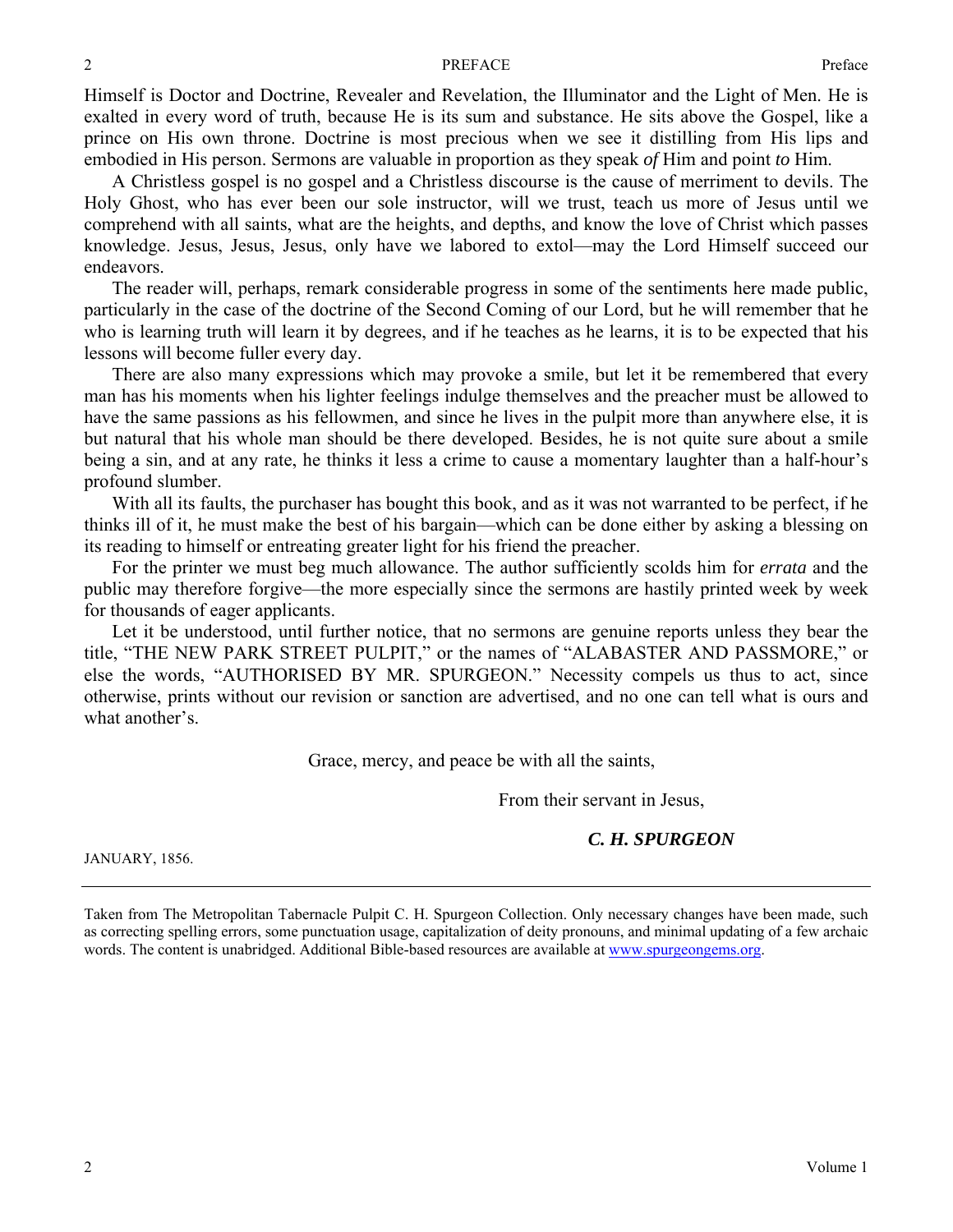Himself is Doctor and Doctrine, Revealer and Revelation, the Illuminator and the Light of Men. He is exalted in every word of truth, because He is its sum and substance. He sits above the Gospel, like a prince on His own throne. Doctrine is most precious when we see it distilling from His lips and embodied in His person. Sermons are valuable in proportion as they speak *of* Him and point *to* Him.

A Christless gospel is no gospel and a Christless discourse is the cause of merriment to devils. The Holy Ghost, who has ever been our sole instructor, will we trust, teach us more of Jesus until we comprehend with all saints, what are the heights, and depths, and know the love of Christ which passes knowledge. Jesus, Jesus, Jesus, only have we labored to extol—may the Lord Himself succeed our endeavors.

The reader will, perhaps, remark considerable progress in some of the sentiments here made public, particularly in the case of the doctrine of the Second Coming of our Lord, but he will remember that he who is learning truth will learn it by degrees, and if he teaches as he learns, it is to be expected that his lessons will become fuller every day.

There are also many expressions which may provoke a smile, but let it be remembered that every man has his moments when his lighter feelings indulge themselves and the preacher must be allowed to have the same passions as his fellowmen, and since he lives in the pulpit more than anywhere else, it is but natural that his whole man should be there developed. Besides, he is not quite sure about a smile being a sin, and at any rate, he thinks it less a crime to cause a momentary laughter than a half-hour's profound slumber.

With all its faults, the purchaser has bought this book, and as it was not warranted to be perfect, if he thinks ill of it, he must make the best of his bargain—which can be done either by asking a blessing on its reading to himself or entreating greater light for his friend the preacher.

For the printer we must beg much allowance. The author sufficiently scolds him for *errata* and the public may therefore forgive—the more especially since the sermons are hastily printed week by week for thousands of eager applicants.

Let it be understood, until further notice, that no sermons are genuine reports unless they bear the title, "THE NEW PARK STREET PULPIT," or the names of "ALABASTER AND PASSMORE," or else the words, "AUTHORISED BY MR. SPURGEON." Necessity compels us thus to act, since otherwise, prints without our revision or sanction are advertised, and no one can tell what is ours and what another's.

Grace, mercy, and peace be with all the saints,

From their servant in Jesus,

***C. H. SPURGEON***

JANUARY, 1856.

---

Taken from The Metropolitan Tabernacle Pulpit C. H. Spurgeon Collection. Only necessary changes have been made, such as correcting spelling errors, some punctuation usage, capitalization of deity pronouns, and minimal updating of a few archaic words. The content is unabridged. Additional Bible-based resources are available at www.spurgeongems.org.